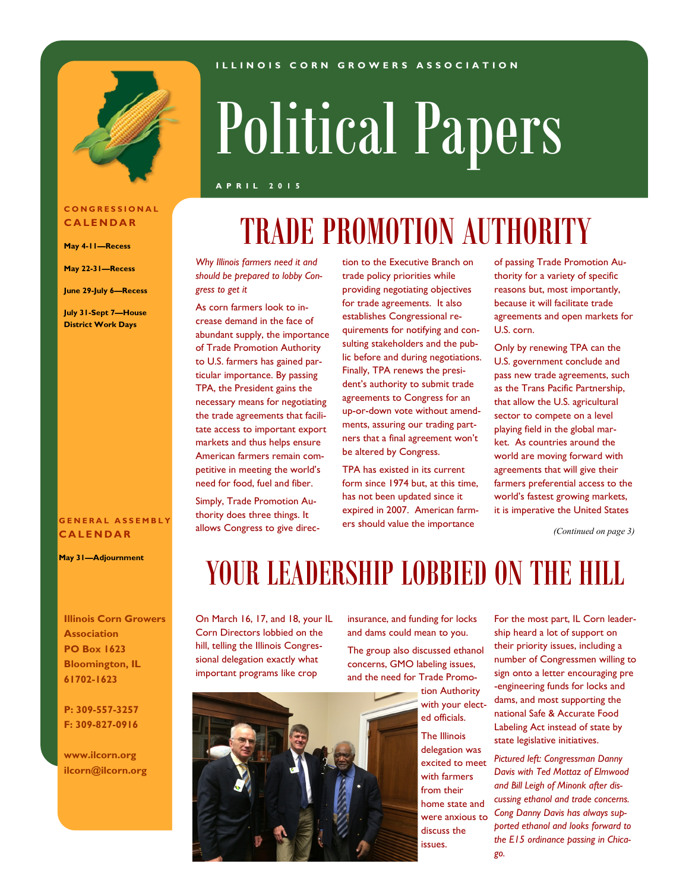ILLINOIS CORN GROWERS ASSOCIATION

# Political Papers

APRIL 2015

## TRADE PROMOTION AUTHORITY

*Why Illinois farmers need it and should be prepared to lobby Congress to get it*

As corn farmers look to increase demand in the face of abundant supply, the importance of Trade Promotion Authority to U.S. farmers has gained particular importance. By passing TPA, the President gains the necessary means for negotiating the trade agreements that facilitate access to important export markets and thus helps ensure American farmers remain competitive in meeting the world's need for food, fuel and fiber.

Simply, Trade Promotion Authority does three things. It allows Congress to give direction to the Executive Branch on trade policy priorities while providing negotiating objectives for trade agreements. It also establishes Congressional requirements for notifying and consulting stakeholders and the public before and during negotiations. Finally, TPA renews the president's authority to submit trade agreements to Congress for an up-or-down vote without amendments, assuring our trading partners that a final agreement won't be altered by Congress.

TPA has existed in its current form since 1974 but, at this time, has not been updated since it expired in 2007. American farmers should value the importance of passing Trade Promotion Authority for a variety of specific reasons but, most importantly, because it will facilitate trade agreements and open markets for U.S. corn.

Only by renewing TPA can the U.S. government conclude and pass new trade agreements, such as the Trans Pacific Partnership, that allow the U.S. agricultural sector to compete on a level playing field in the global market. As countries around the world are moving forward with agreements that will give their farmers preferential access to the world's fastest growing markets, it is imperative the United States

*(Continued on page 3)*

## YOUR LEADERSHIP LOBBIED ON THE HILL

On March 16, 17, and 18, your IL Corn Directors lobbied on the hill, telling the Illinois Congressional delegation exactly what important programs like crop insurance, and funding for locks and dams could mean to you.

The group also discussed ethanol concerns, GMO labeling issues, and the need for Trade Promotion Authority with your elected officials.

The Illinois delegation was excited to meet with farmers from their home state and were anxious to discuss the issues.

For the most part, IL Corn leadership heard a lot of support on their priority issues, including a number of Congressmen willing to sign onto a letter encouraging pre-engineering funds for locks and dams, and most supporting the national Safe & Accurate Food Labeling Act instead of state by state legislative initiatives.

*Pictured left: Congressman Danny Davis with Ted Mottaz of Elmwood and Bill Leigh of Minonk after discussing ethanol and trade concerns. Cong Danny Davis has always supported ethanol and looks forward to the E15 ordinance passing in Chicago.*

---

### CONGRESSIONAL CALENDAR

**May 4-11—Recess**

**May 22-31—Recess**

**June 29-July 6—Recess**

**July 31-Sept 7—House District Work Days**

### GENERAL ASSEMBLY CALENDAR

**May 31—Adjournment**

**Illinois Corn Growers Association**
**PO Box 1623**
**Bloomington, IL 61702-1623**

**P: 309-557-3257**
**F: 309-827-0916**

**www.ilcorn.org**
**ilcorn@ilcorn.org**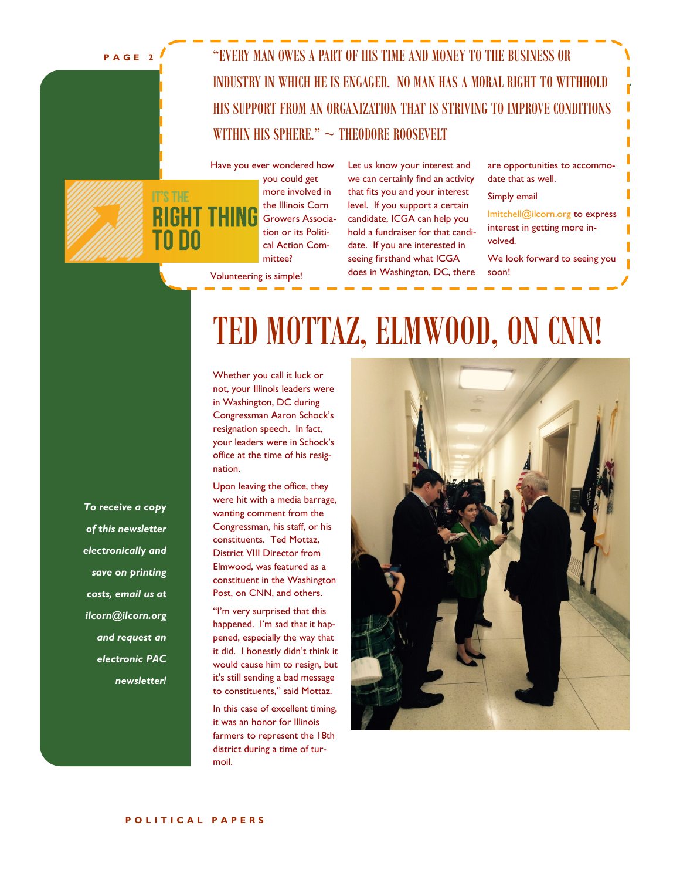"EVERY MAN OWES A PART OF HIS TIME AND MONEY TO THE BUSINESS OR INDUSTRY IN WHICH HE IS ENGAGED. NO MAN HAS A MORAL RIGHT TO WITHHOLD HIS SUPPORT FROM AN ORGANIZATION THAT IS STRIVING TO IMPROVE CONDITIONS WITHIN HIS SPHERE." ~ THEODORE ROOSEVELT

IT'S THE RIGHT THING TO DO

Have you ever wondered how you could get more involved in the Illinois Corn Growers Association or its Political Action Committee?

Volunteering is simple!

Let us know your interest and we can certainly find an activity that fits you and your interest level. If you support a certain candidate, ICGA can help you hold a fundraiser for that candidate. If you are interested in seeing firsthand what ICGA does in Washington, DC, there are opportunities to accommodate that as well.

Simply email lmitchell@ilcorn.org to express interest in getting more involved.

We look forward to seeing you soon!

# TED MOTTAZ, ELMWOOD, ON CNN!

Whether you call it luck or not, your Illinois leaders were in Washington, DC during Congressman Aaron Schock's resignation speech. In fact, your leaders were in Schock's office at the time of his resignation.

Upon leaving the office, they were hit with a media barrage, wanting comment from the Congressman, his staff, or his constituents. Ted Mottaz, District VIII Director from Elmwood, was featured as a constituent in the Washington Post, on CNN, and others.

"I'm very surprised that this happened. I'm sad that it happened, especially the way that it did. I honestly didn't think it would cause him to resign, but it's still sending a bad message to constituents," said Mottaz.

In this case of excellent timing, it was an honor for Illinois farmers to represent the 18th district during a time of turmoil.

*To receive a copy of this newsletter electronically and save on printing costs, email us at ilcorn@ilcorn.org and request an electronic PAC newsletter!*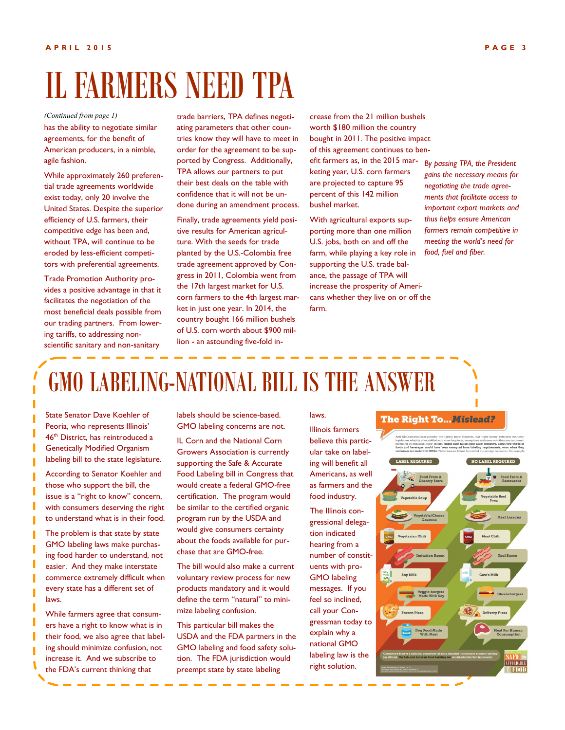# IL FARMERS NEED TPA

*(Continued from page 1)*

has the ability to negotiate similar agreements, for the benefit of American producers, in a nimble, agile fashion.

While approximately 260 preferential trade agreements worldwide exist today, only 20 involve the United States. Despite the superior efficiency of U.S. farmers, their competitive edge has been and, without TPA, will continue to be eroded by less-efficient competitors with preferential agreements.

Trade Promotion Authority provides a positive advantage in that it facilitates the negotiation of the most beneficial deals possible from our trading partners. From lowering tariffs, to addressing non-scientific sanitary and non-sanitary trade barriers, TPA defines negotiating parameters that other countries know they will have to meet in order for the agreement to be supported by Congress. Additionally, TPA allows our partners to put their best deals on the table with confidence that it will not be undone during an amendment process.

Finally, trade agreements yield positive results for American agriculture. With the seeds for trade planted by the U.S.-Colombia free trade agreement approved by Congress in 2011, Colombia went from the 17th largest market for U.S. corn farmers to the 4th largest market in just one year. In 2014, the country bought 166 million bushels of U.S. corn worth about $900 million - an astounding five-fold increase from the 21 million bushels worth $180 million the country bought in 2011. The positive impact of this agreement continues to benefit farmers as, in the 2015 marketing year, U.S. corn farmers are projected to capture 95 percent of this 142 million bushel market.

With agricultural exports supporting more than one million U.S. jobs, both on and off the farm, while playing a key role in supporting the U.S. trade balance, the passage of TPA will increase the prosperity of Americans whether they live on or off the farm.

*By passing TPA, the President gains the necessary means for negotiating the trade agreements that facilitate access to important export markets and thus helps ensure American farmers remain competitive in meeting the world's need for food, fuel and fiber.*

# GMO LABELING-NATIONAL BILL IS THE ANSWER

State Senator Dave Koehler of Peoria, who represents Illinois' 46th District, has reintroduced a Genetically Modified Organism labeling bill to the state legislature.

According to Senator Koehler and those who support the bill, the issue is a "right to know" concern, with consumers deserving the right to understand what is in their food.

The problem is that state by state GMO labeling laws make purchasing food harder to understand, not easier. And they make interstate commerce extremely difficult when every state has a different set of laws.

While farmers agree that consumers have a right to know what is in their food, we also agree that labeling should minimize confusion, not increase it. And we subscribe to the FDA's current thinking that labels should be science-based. GMO labeling concerns are not.

IL Corn and the National Corn Growers Association is currently supporting the Safe & Accurate Food Labeling bill in Congress that would create a federal GMO-free certification. The program would be similar to the certified organic program run by the USDA and would give consumers certainty about the foods available for purchase that are GMO-free.

The bill would also make a current voluntary review process for new products mandatory and it would define the term "natural" to minimize labeling confusion.

This particular bill makes the USDA and the FDA partners in the GMO labeling and food safety solution. The FDA jurisdiction would preempt state by state labeling laws.

Illinois farmers believe this particular take on labeling will benefit all Americans, as well as farmers and the food industry.

The Illinois congressional delegation indicated hearing from a number of constituents with pro-GMO labeling messages. If you feel so inclined, call your Congressman today to explain why a national GMO labeling law is the right solution.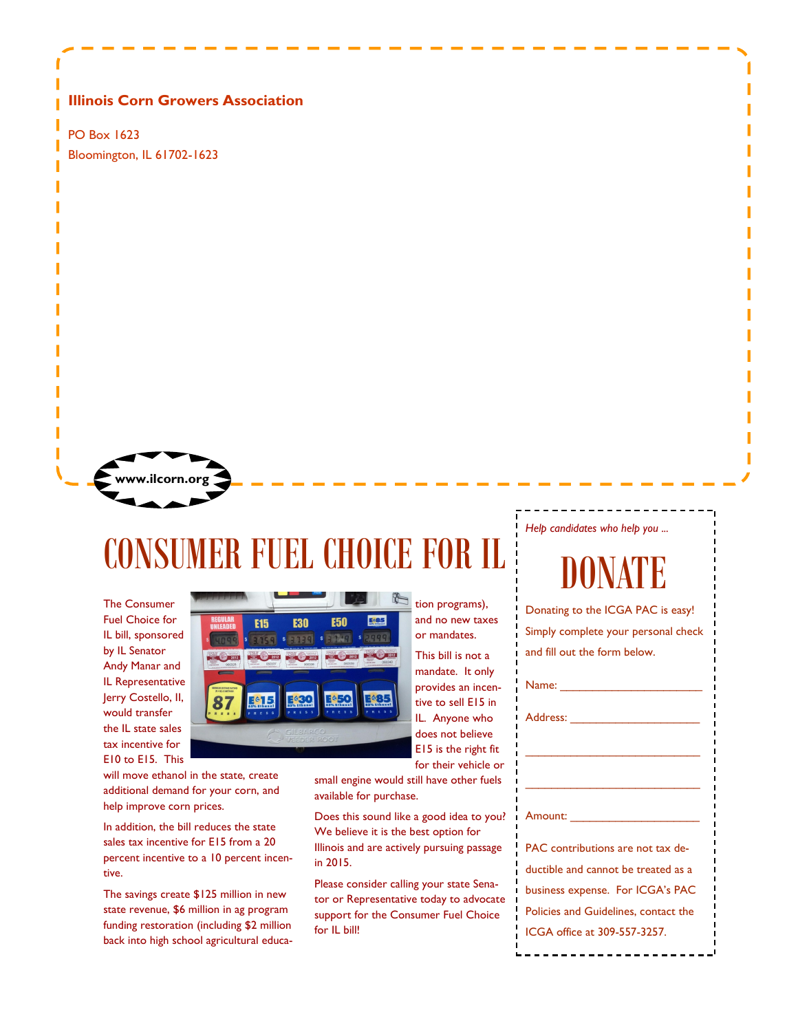**Illinois Corn Growers Association**

PO Box 1623
Bloomington, IL 61702-1623

www.ilcorn.org

# CONSUMER FUEL CHOICE FOR IL

The Consumer Fuel Choice for IL bill, sponsored by IL Senator Andy Manar and IL Representative Jerry Costello, II, would transfer the IL state sales tax incentive for E10 to E15. This will move ethanol in the state, create additional demand for your corn, and help improve corn prices.

In addition, the bill reduces the state sales tax incentive for E15 from a 20 percent incentive to a 10 percent incentive.

The savings create $125 million in new state revenue, $6 million in ag program funding restoration (including $2 million back into high school agricultural education programs), and no new taxes or mandates.

This bill is not a mandate. It only provides an incentive to sell E15 in IL. Anyone who does not believe E15 is the right fit for their vehicle or small engine would still have other fuels available for purchase.

Does this sound like a good idea to you? We believe it is the best option for Illinois and are actively pursuing passage in 2015.

Please consider calling your state Senator or Representative today to advocate support for the Consumer Fuel Choice for IL bill!

*Help candidates who help you ...*

# DONATE

Donating to the ICGA PAC is easy! Simply complete your personal check and fill out the form below.

Name: ______________________

Address: ____________________

____________________________

____________________________

Amount: ____________________

PAC contributions are not tax deductible and cannot be treated as a business expense. For ICGA's PAC Policies and Guidelines, contact the ICGA office at 309-557-3257.